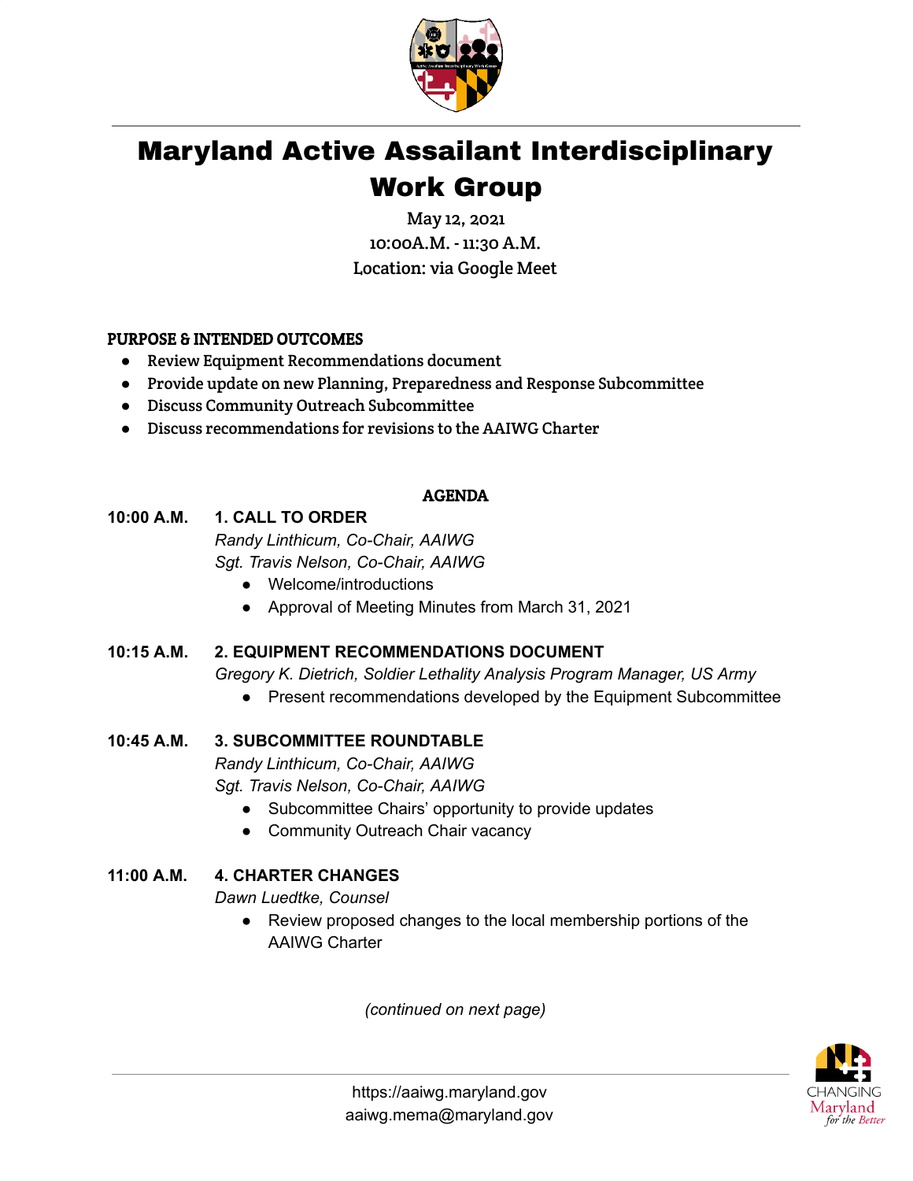# Maryland Active Assailant Interdisciplinary Work Group

May 12, 2021
10:00A.M. - 11:30 A.M.
Location: via Google Meet

**PURPOSE & INTENDED OUTCOMES**

- Review Equipment Recommendations document
- Provide update on new Planning, Preparedness and Response Subcommittee
- Discuss Community Outreach Subcommittee
- Discuss recommendations for revisions to the AAIWG Charter

**AGENDA**

**10:00 A.M.** **1. CALL TO ORDER**

*Randy Linthicum, Co-Chair, AAIWG*
*Sgt. Travis Nelson, Co-Chair, AAIWG*

- Welcome/introductions
- Approval of Meeting Minutes from March 31, 2021

**10:15 A.M.** **2. EQUIPMENT RECOMMENDATIONS DOCUMENT**

*Gregory K. Dietrich, Soldier Lethality Analysis Program Manager, US Army*

- Present recommendations developed by the Equipment Subcommittee

**10:45 A.M.** **3. SUBCOMMITTEE ROUNDTABLE**

*Randy Linthicum, Co-Chair, AAIWG*
*Sgt. Travis Nelson, Co-Chair, AAIWG*

- Subcommittee Chairs' opportunity to provide updates
- Community Outreach Chair vacancy

**11:00 A.M.** **4. CHARTER CHANGES**

*Dawn Luedtke, Counsel*

- Review proposed changes to the local membership portions of the AAIWG Charter

*(continued on next page)*

https://aaiwg.maryland.gov
aaiwg.mema@maryland.gov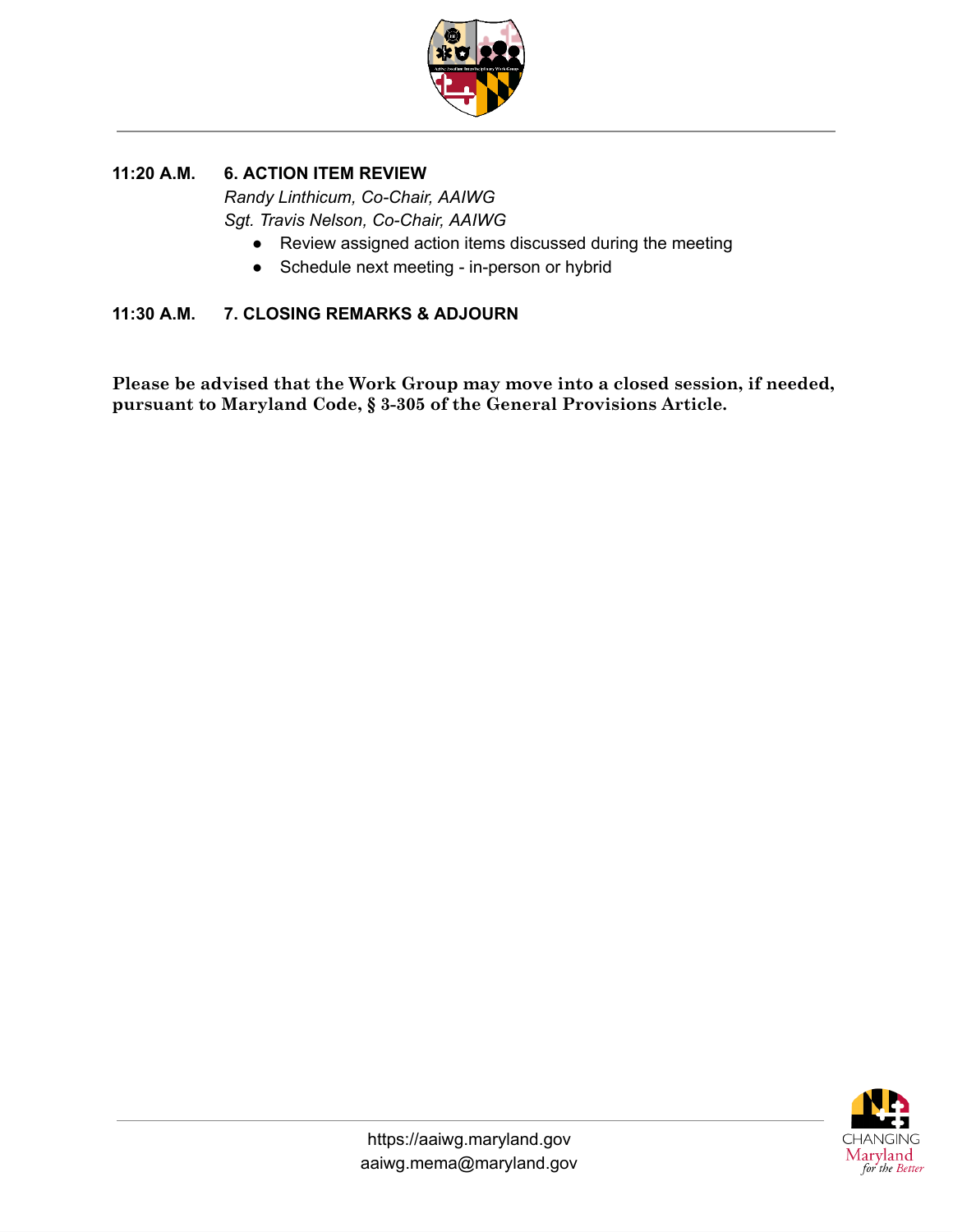**11:20 A.M.** **6. ACTION ITEM REVIEW**

*Randy Linthicum, Co-Chair, AAIWG*
*Sgt. Travis Nelson, Co-Chair, AAIWG*

- Review assigned action items discussed during the meeting
- Schedule next meeting - in-person or hybrid

**11:30 A.M.** **7. CLOSING REMARKS & ADJOURN**

**Please be advised that the Work Group may move into a closed session, if needed, pursuant to Maryland Code, § 3-305 of the General Provisions Article.**